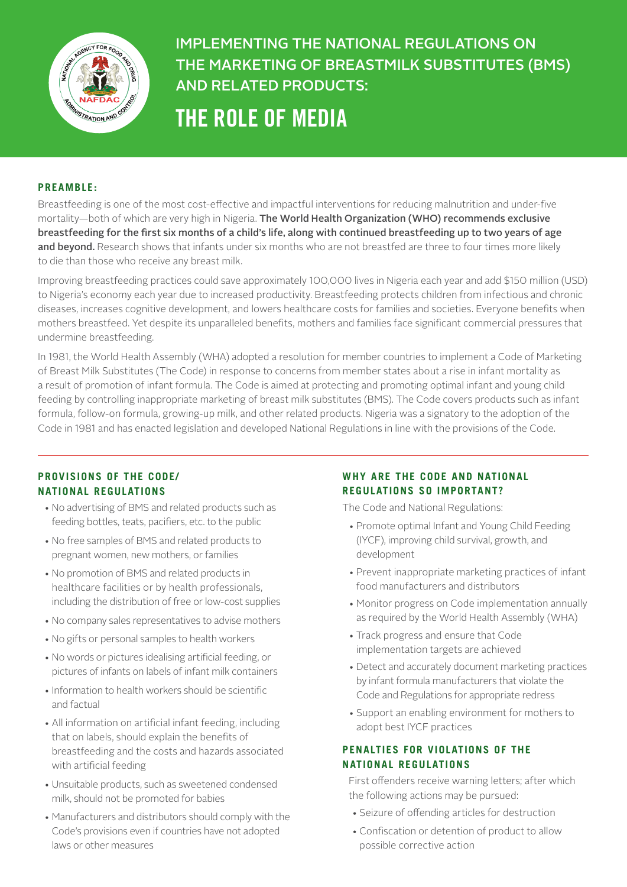# IMPLEMENTING THE NATIONAL REGULATIONS ON THE MARKETING OF BREASTMILK SUBSTITUTES (BMS) AND RELATED PRODUCTS:

# THE ROLE OF MEDIA

## PREAMBLE:

Breastfeeding is one of the most cost-effective and impactful interventions for reducing malnutrition and under-five mortality—both of which are very high in Nigeria. **The World Health Organization (WHO) recommends exclusive breastfeeding for the first six months of a child's life, along with continued breastfeeding up to two years of age and beyond.** Research shows that infants under six months who are not breastfed are three to four times more likely to die than those who receive any breast milk.

Improving breastfeeding practices could save approximately 100,000 lives in Nigeria each year and add $150 million (USD) to Nigeria's economy each year due to increased productivity. Breastfeeding protects children from infectious and chronic diseases, increases cognitive development, and lowers healthcare costs for families and societies. Everyone benefits when mothers breastfeed. Yet despite its unparalleled benefits, mothers and families face significant commercial pressures that undermine breastfeeding.

In 1981, the World Health Assembly (WHA) adopted a resolution for member countries to implement a Code of Marketing of Breast Milk Substitutes (The Code) in response to concerns from member states about a rise in infant mortality as a result of promotion of infant formula. The Code is aimed at protecting and promoting optimal infant and young child feeding by controlling inappropriate marketing of breast milk substitutes (BMS). The Code covers products such as infant formula, follow-on formula, growing-up milk, and other related products. Nigeria was a signatory to the adoption of the Code in 1981 and has enacted legislation and developed National Regulations in line with the provisions of the Code.

## PROVISIONS OF THE CODE/ NATIONAL REGULATIONS

- No advertising of BMS and related products such as feeding bottles, teats, pacifiers, etc. to the public
- No free samples of BMS and related products to pregnant women, new mothers, or families
- No promotion of BMS and related products in healthcare facilities or by health professionals, including the distribution of free or low-cost supplies
- No company sales representatives to advise mothers
- No gifts or personal samples to health workers
- No words or pictures idealising artificial feeding, or pictures of infants on labels of infant milk containers
- Information to health workers should be scientific and factual
- All information on artificial infant feeding, including that on labels, should explain the benefits of breastfeeding and the costs and hazards associated with artificial feeding
- Unsuitable products, such as sweetened condensed milk, should not be promoted for babies
- Manufacturers and distributors should comply with the Code's provisions even if countries have not adopted laws or other measures

## WHY ARE THE CODE AND NATIONAL REGULATIONS SO IMPORTANT?

The Code and National Regulations:

- Promote optimal Infant and Young Child Feeding (IYCF), improving child survival, growth, and development
- Prevent inappropriate marketing practices of infant food manufacturers and distributors
- Monitor progress on Code implementation annually as required by the World Health Assembly (WHA)
- Track progress and ensure that Code implementation targets are achieved
- Detect and accurately document marketing practices by infant formula manufacturers that violate the Code and Regulations for appropriate redress
- Support an enabling environment for mothers to adopt best IYCF practices

## PENALTIES FOR VIOLATIONS OF THE NATIONAL REGULATIONS

First offenders receive warning letters; after which the following actions may be pursued:

- Seizure of offending articles for destruction
- Confiscation or detention of product to allow possible corrective action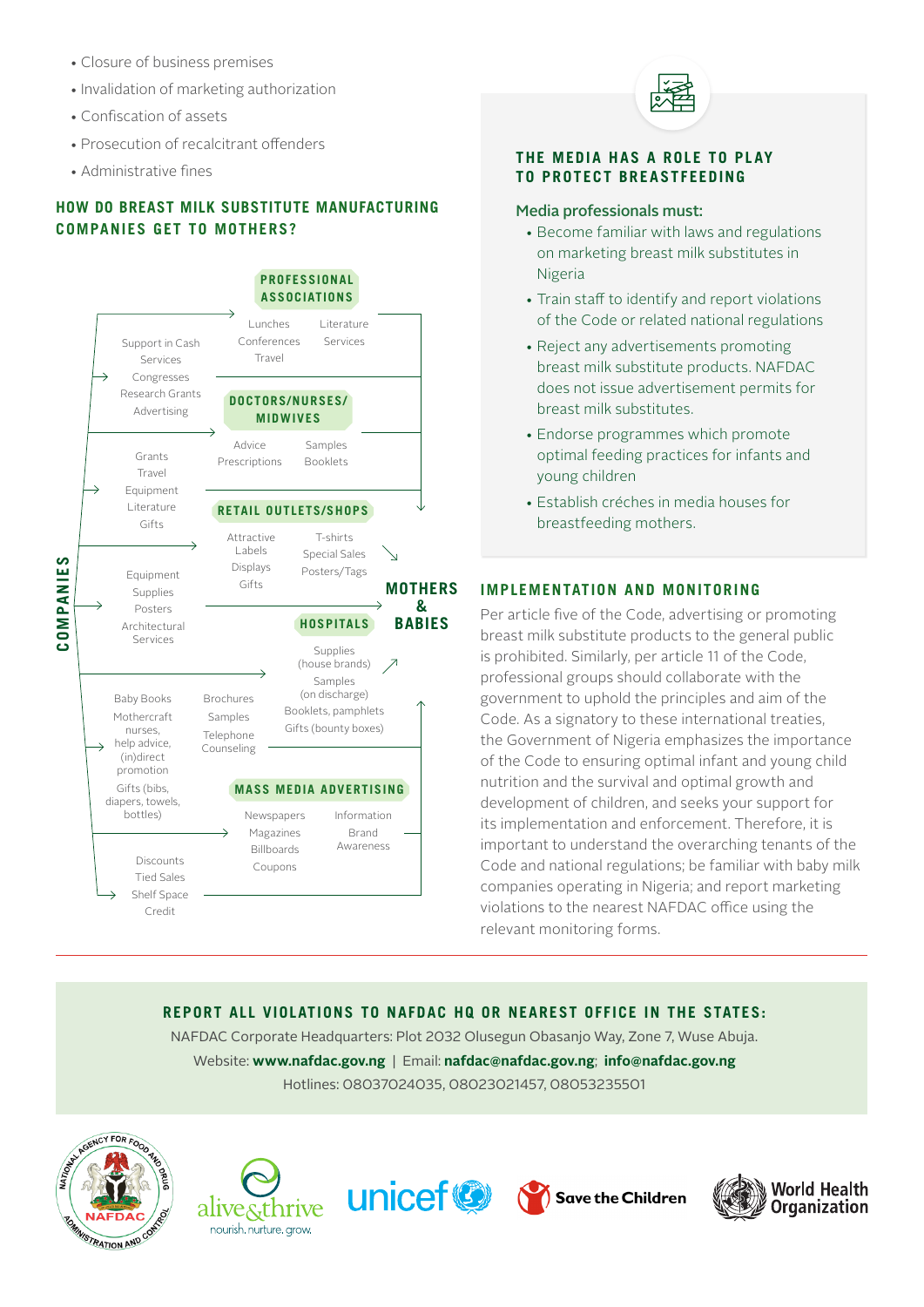- Closure of business premises
- Invalidation of marketing authorization
- Confiscation of assets
- Prosecution of recalcitrant offenders
- Administrative fines

## HOW DO BREAST MILK SUBSTITUTE MANUFACTURING COMPANIES GET TO MOTHERS?

COMPANIES

Support in Cash
Services
Congresses
Research Grants
Advertising

PROFESSIONAL ASSOCIATIONS
Lunches
Conferences
Travel
Literature
Services

Grants
Travel
Equipment
Literature
Gifts

DOCTORS/NURSES/MIDWIVES
Advice
Prescriptions
Samples
Booklets

Equipment
Supplies
Posters
Architectural Services

RETAIL OUTLETS/SHOPS
Attractive Labels
Displays
Gifts
T-shirts
Special Sales
Posters/Tags

HOSPITALS
Supplies (house brands)
Samples (on discharge)
Booklets, pamphlets
Gifts (bounty boxes)

Baby Books
Mothercraft nurses, help advice, (in)direct promotion
Gifts (bibs, diapers, towels, bottles)
Brochures
Samples
Telephone Counseling

MASS MEDIA ADVERTISING
Newspapers
Magazines
Billboards
Coupons
Information
Brand Awareness

Discounts
Tied Sales
Shelf Space
Credit

MOTHERS & BABIES

## THE MEDIA HAS A ROLE TO PLAY TO PROTECT BREASTFEEDING

**Media professionals must:**

- Become familiar with laws and regulations on marketing breast milk substitutes in Nigeria
- Train staff to identify and report violations of the Code or related national regulations
- Reject any advertisements promoting breast milk substitute products. NAFDAC does not issue advertisement permits for breast milk substitutes.
- Endorse programmes which promote optimal feeding practices for infants and young children
- Establish créches in media houses for breastfeeding mothers.

## IMPLEMENTATION AND MONITORING

Per article five of the Code, advertising or promoting breast milk substitute products to the general public is prohibited. Similarly, per article 11 of the Code, professional groups should collaborate with the government to uphold the principles and aim of the Code. As a signatory to these international treaties, the Government of Nigeria emphasizes the importance of the Code to ensuring optimal infant and young child nutrition and the survival and optimal growth and development of children, and seeks your support for its implementation and enforcement. Therefore, it is important to understand the overarching tenants of the Code and national regulations; be familiar with baby milk companies operating in Nigeria; and report marketing violations to the nearest NAFDAC office using the relevant monitoring forms.

## REPORT ALL VIOLATIONS TO NAFDAC HQ OR NEAREST OFFICE IN THE STATES:

NAFDAC Corporate Headquarters: Plot 2032 Olusegun Obasanjo Way, Zone 7, Wuse Abuja.
Website: **www.nafdac.gov.ng** | Email: **nafdac@nafdac.gov.ng**; **info@nafdac.gov.ng**
Hotlines: 08037024035, 08023021457, 08053235501

NAFDAC | alive&thrive nourish. nurture. grow. | unicef | Save the Children | World Health Organization